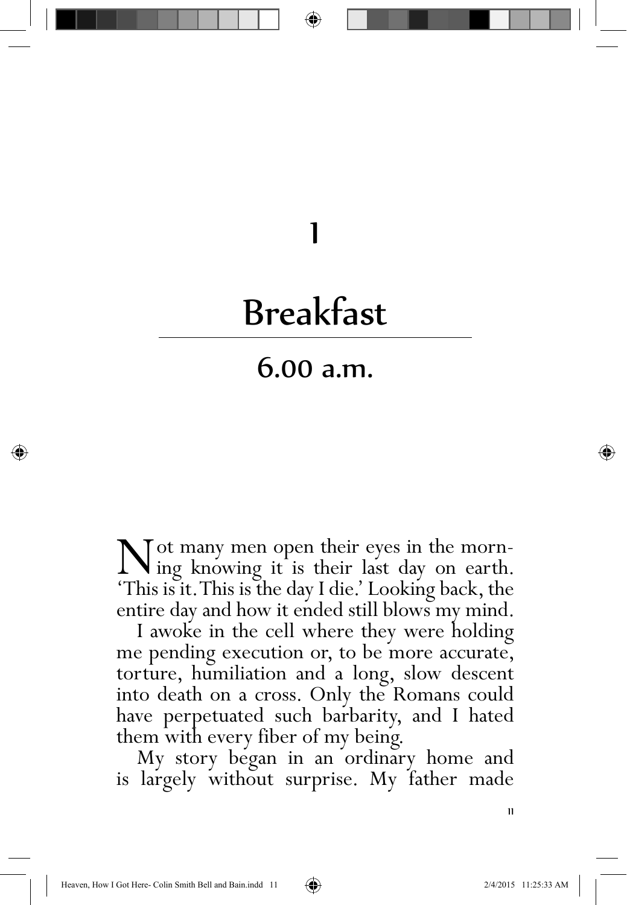# 1

# Breakfast

## 6.00 a.m.

Not many men open their eyes in the morning knowing it is their last day on earth. 'This is it. This is the day I die.' Looking back, the entire day and how it ended still blows my mind.

I awoke in the cell where they were holding me pending execution or, to be more accurate, torture, humiliation and a long, slow descent into death on a cross. Only the Romans could have perpetuated such barbarity, and I hated them with every fiber of my being.

My story began in an ordinary home and is largely without surprise. My father made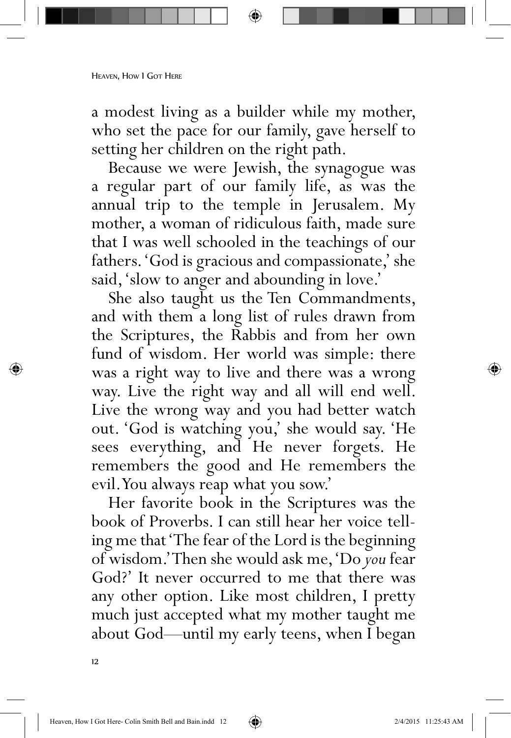a modest living as a builder while my mother, who set the pace for our family, gave herself to setting her children on the right path.

Because we were Jewish, the synagogue was a regular part of our family life, as was the annual trip to the temple in Jerusalem. My mother, a woman of ridiculous faith, made sure that I was well schooled in the teachings of our fathers. 'God is gracious and compassionate,' she said, 'slow to anger and abounding in love.'

She also taught us the Ten Commandments, and with them a long list of rules drawn from the Scriptures, the Rabbis and from her own fund of wisdom. Her world was simple: there was a right way to live and there was a wrong way. Live the right way and all will end well. Live the wrong way and you had better watch out. 'God is watching you,' she would say. 'He sees everything, and He never forgets. He remembers the good and He remembers the evil. You always reap what you sow.'

Her favorite book in the Scriptures was the book of Proverbs. I can still hear her voice telling me that 'The fear of the Lord is the beginning of wisdom.' Then she would ask me, 'Do *you* fear God?' It never occurred to me that there was any other option. Like most children, I pretty much just accepted what my mother taught me about God—until my early teens, when I began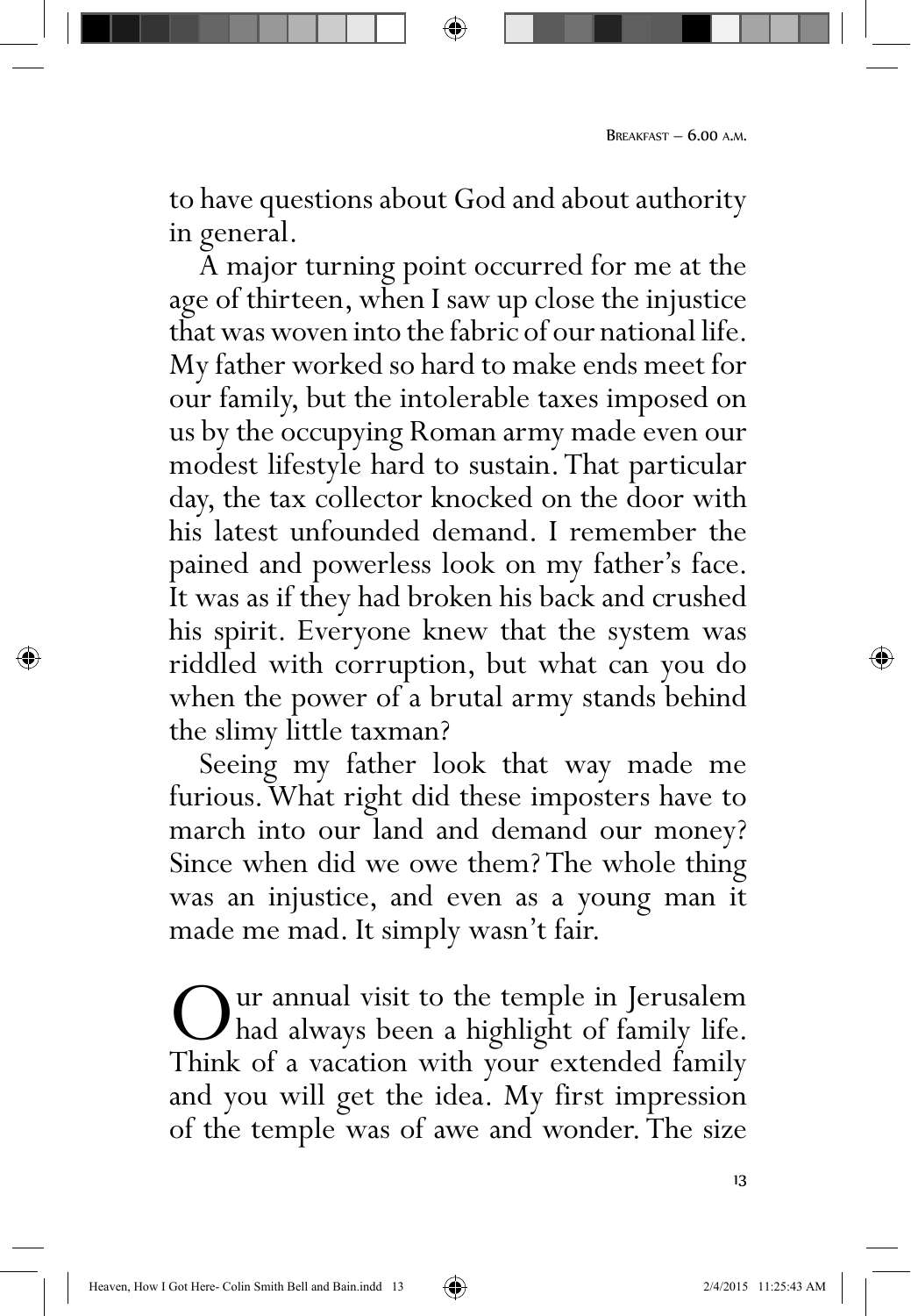to have questions about God and about authority in general.

A major turning point occurred for me at the age of thirteen, when I saw up close the injustice that was woven into the fabric of our national life. My father worked so hard to make ends meet for our family, but the intolerable taxes imposed on us by the occupying Roman army made even our modest lifestyle hard to sustain. That particular day, the tax collector knocked on the door with his latest unfounded demand. I remember the pained and powerless look on my father's face. It was as if they had broken his back and crushed his spirit. Everyone knew that the system was riddled with corruption, but what can you do when the power of a brutal army stands behind the slimy little taxman?

Seeing my father look that way made me furious. What right did these imposters have to march into our land and demand our money? Since when did we owe them? The whole thing was an injustice, and even as a young man it made me mad. It simply wasn't fair.

Our annual visit to the temple in Jerusalem had always been a highlight of family life. Think of a vacation with your extended family and you will get the idea. My first impression of the temple was of awe and wonder. The size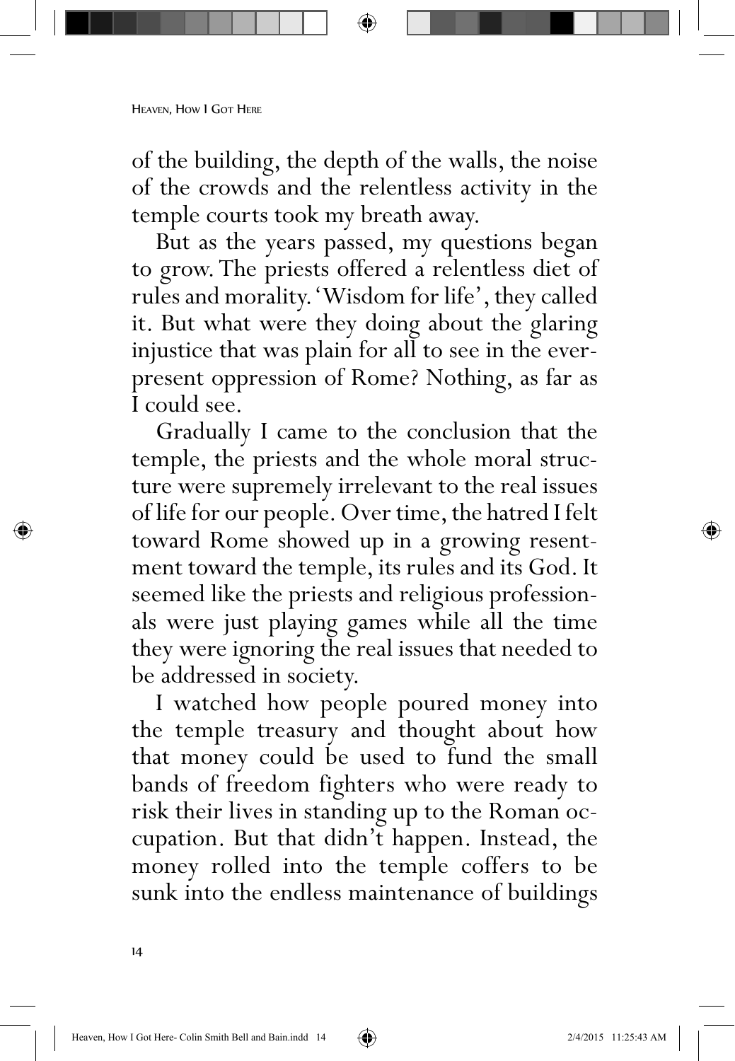of the building, the depth of the walls, the noise of the crowds and the relentless activity in the temple courts took my breath away.

But as the years passed, my questions began to grow. The priests offered a relentless diet of rules and morality. 'Wisdom for life', they called it. But what were they doing about the glaring injustice that was plain for all to see in the ever-present oppression of Rome? Nothing, as far as I could see.

Gradually I came to the conclusion that the temple, the priests and the whole moral structure were supremely irrelevant to the real issues of life for our people. Over time, the hatred I felt toward Rome showed up in a growing resentment toward the temple, its rules and its God. It seemed like the priests and religious professionals were just playing games while all the time they were ignoring the real issues that needed to be addressed in society.

I watched how people poured money into the temple treasury and thought about how that money could be used to fund the small bands of freedom fighters who were ready to risk their lives in standing up to the Roman occupation. But that didn't happen. Instead, the money rolled into the temple coffers to be sunk into the endless maintenance of buildings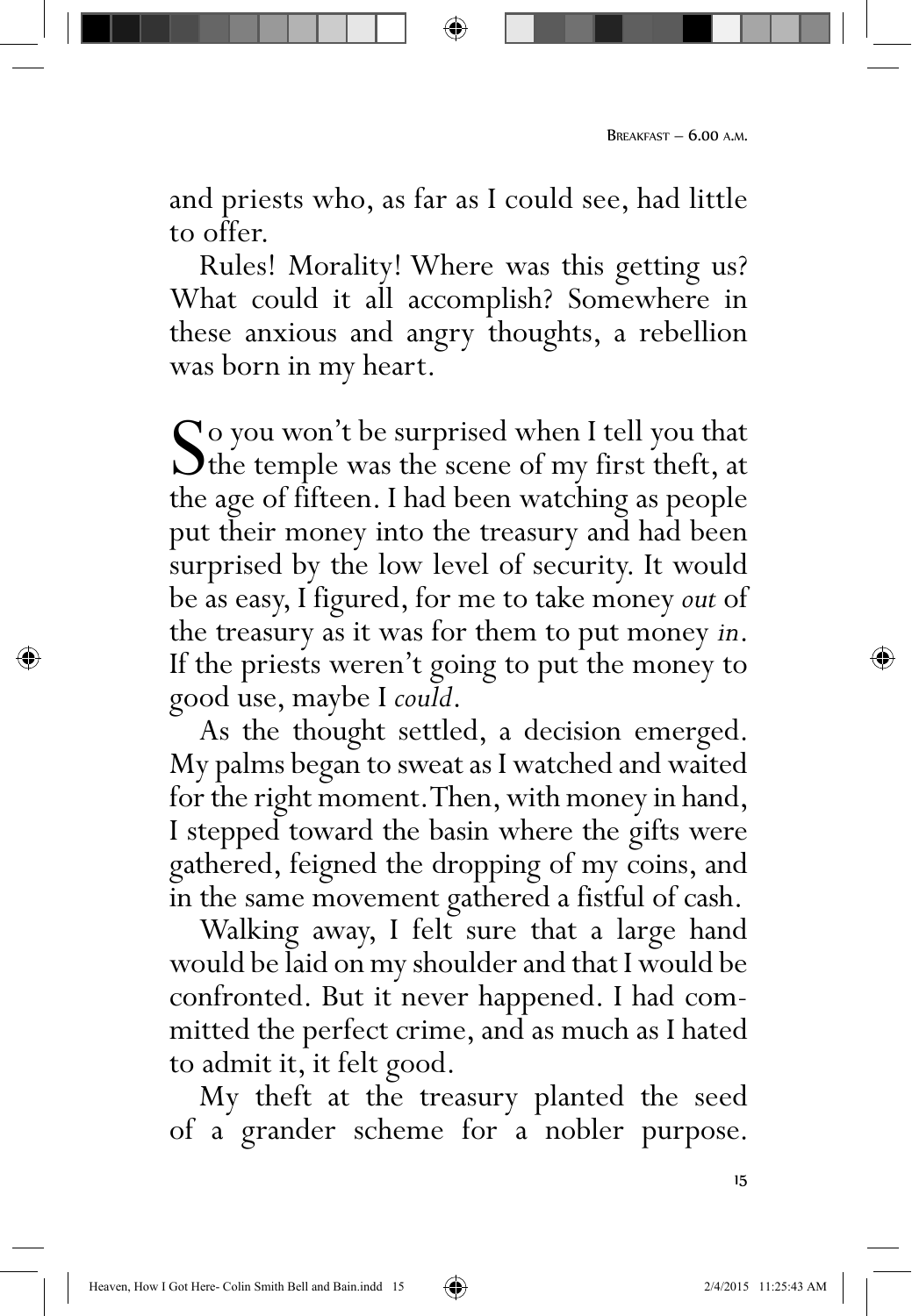and priests who, as far as I could see, had little to offer.

Rules! Morality! Where was this getting us? What could it all accomplish? Somewhere in these anxious and angry thoughts, a rebellion was born in my heart.

So you won't be surprised when I tell you that the temple was the scene of my first theft, at the age of fifteen. I had been watching as people put their money into the treasury and had been surprised by the low level of security. It would be as easy, I figured, for me to take money *out* of the treasury as it was for them to put money *in*. If the priests weren't going to put the money to good use, maybe I *could*.

As the thought settled, a decision emerged. My palms began to sweat as I watched and waited for the right moment. Then, with money in hand, I stepped toward the basin where the gifts were gathered, feigned the dropping of my coins, and in the same movement gathered a fistful of cash.

Walking away, I felt sure that a large hand would be laid on my shoulder and that I would be confronted. But it never happened. I had committed the perfect crime, and as much as I hated to admit it, it felt good.

My theft at the treasury planted the seed of a grander scheme for a nobler purpose.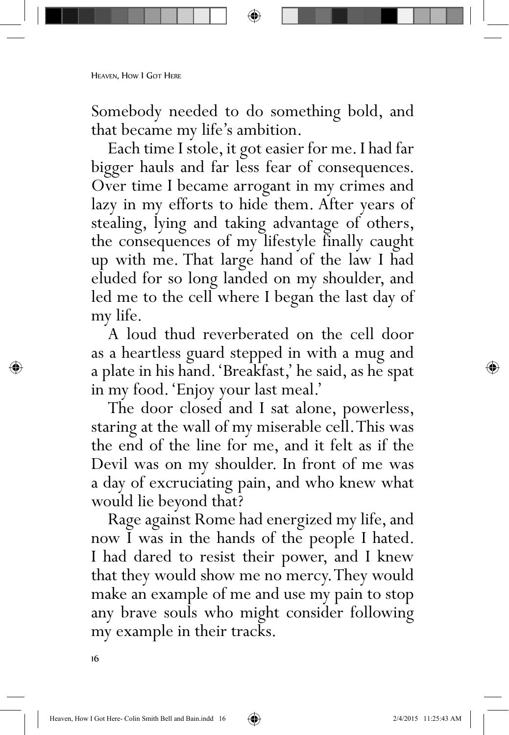Somebody needed to do something bold, and that became my life's ambition.

Each time I stole, it got easier for me. I had far bigger hauls and far less fear of consequences. Over time I became arrogant in my crimes and lazy in my efforts to hide them. After years of stealing, lying and taking advantage of others, the consequences of my lifestyle finally caught up with me. That large hand of the law I had eluded for so long landed on my shoulder, and led me to the cell where I began the last day of my life.

A loud thud reverberated on the cell door as a heartless guard stepped in with a mug and a plate in his hand. 'Breakfast,' he said, as he spat in my food. 'Enjoy your last meal.'

The door closed and I sat alone, powerless, staring at the wall of my miserable cell. This was the end of the line for me, and it felt as if the Devil was on my shoulder. In front of me was a day of excruciating pain, and who knew what would lie beyond that?

Rage against Rome had energized my life, and now I was in the hands of the people I hated. I had dared to resist their power, and I knew that they would show me no mercy. They would make an example of me and use my pain to stop any brave souls who might consider following my example in their tracks.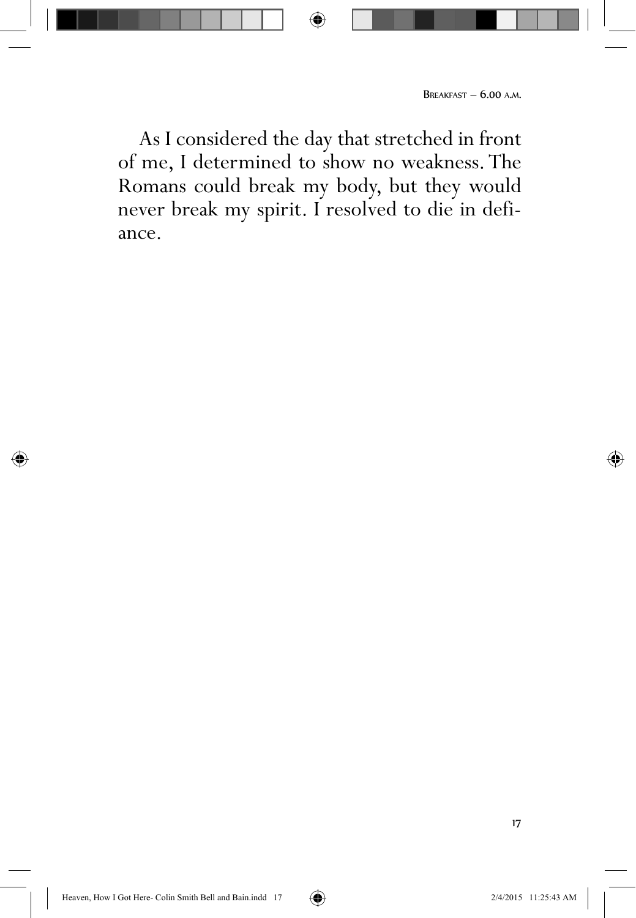As I considered the day that stretched in front of me, I determined to show no weakness. The Romans could break my body, but they would never break my spirit. I resolved to die in defiance.